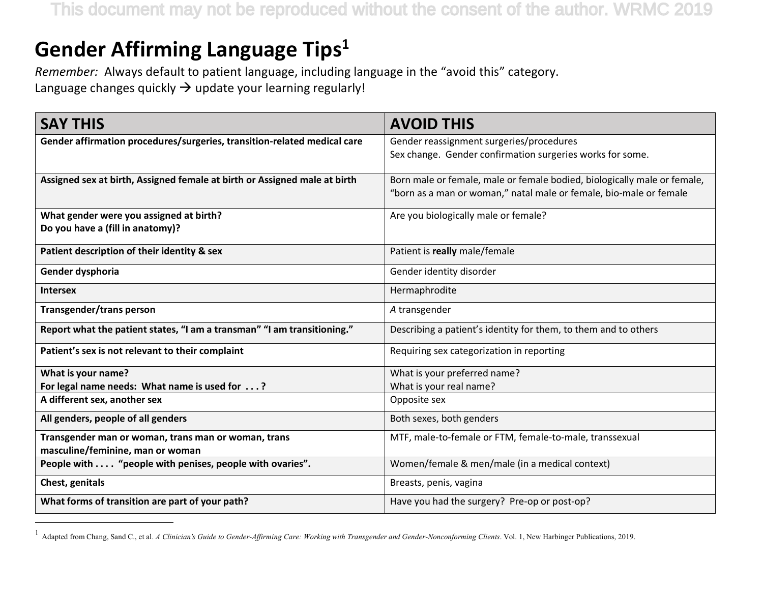# Gender Affirming Language Tips[1]

*Remember:* Always default to patient language, including language in the "avoid this" category.
Language changes quickly → update your learning regularly!

| SAY THIS | AVOID THIS |
|---|---|
| **Gender affirmation procedures/surgeries, transition-related medical care** | Gender reassignment surgeries/procedures<br>Sex change. Gender confirmation surgeries works for some. |
| **Assigned sex at birth, Assigned female at birth or Assigned male at birth** | Born male or female, male or female bodied, biologically male or female, "born as a man or woman," natal male or female, bio-male or female |
| **What gender were you assigned at birth?**<br>**Do you have a (fill in anatomy)?** | Are you biologically male or female? |
| **Patient description of their identity & sex** | Patient is **really** male/female |
| **Gender dysphoria** | Gender identity disorder |
| **Intersex** | Hermaphrodite |
| **Transgender/trans person** | *A* transgender |
| **Report what the patient states, "I am a transman" "I am transitioning."** | Describing a patient's identity for them, to them and to others |
| **Patient's sex is not relevant to their complaint** | Requiring sex categorization in reporting |
| **What is your name?**<br>**For legal name needs: What name is used for . . . ?** | What is your preferred name?<br>What is your real name? |
| **A different sex, another sex** | Opposite sex |
| **All genders, people of all genders** | Both sexes, both genders |
| **Transgender man or woman, trans man or woman, trans masculine/feminine, man or woman** | MTF, male-to-female or FTM, female-to-male, transsexual |
| **People with . . . . "people with penises, people with ovaries".** | Women/female & men/male (in a medical context) |
| **Chest, genitals** | Breasts, penis, vagina |
| **What forms of transition are part of your path?** | Have you had the surgery? Pre-op or post-op? |

[1] Adapted from Chang, Sand C., et al. *A Clinician's Guide to Gender-Affirming Care: Working with Transgender and Gender-Nonconforming Clients*. Vol. 1, New Harbinger Publications, 2019.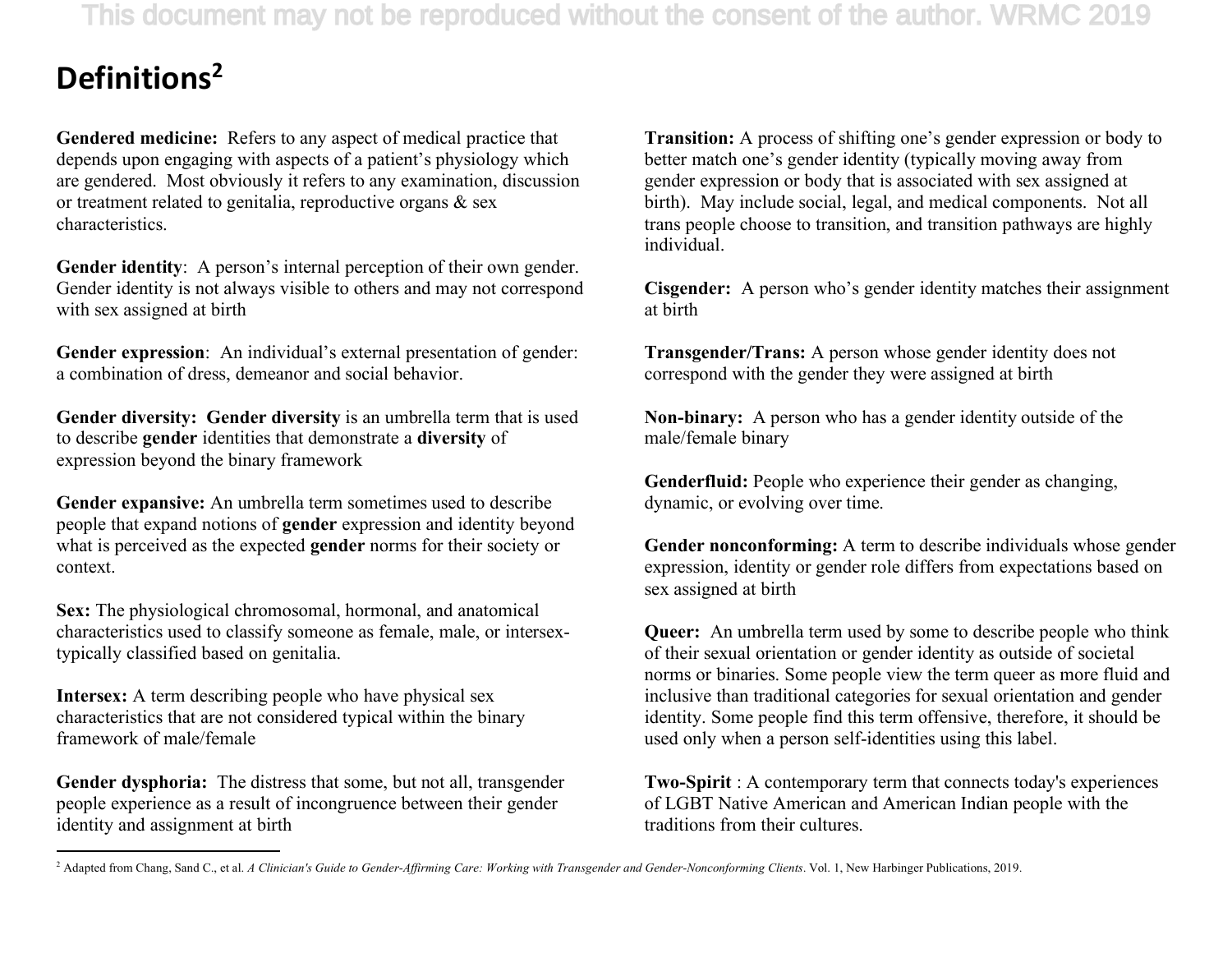# Definitions[2]

**Gendered medicine:** Refers to any aspect of medical practice that depends upon engaging with aspects of a patient's physiology which are gendered. Most obviously it refers to any examination, discussion or treatment related to genitalia, reproductive organs & sex characteristics.

**Gender identity**: A person's internal perception of their own gender. Gender identity is not always visible to others and may not correspond with sex assigned at birth

**Gender expression**: An individual's external presentation of gender: a combination of dress, demeanor and social behavior.

**Gender diversity: Gender diversity** is an umbrella term that is used to describe **gender** identities that demonstrate a **diversity** of expression beyond the binary framework

**Gender expansive:** An umbrella term sometimes used to describe people that expand notions of **gender** expression and identity beyond what is perceived as the expected **gender** norms for their society or context.

**Sex:** The physiological chromosomal, hormonal, and anatomical characteristics used to classify someone as female, male, or intersex- typically classified based on genitalia.

**Intersex:** A term describing people who have physical sex characteristics that are not considered typical within the binary framework of male/female

**Gender dysphoria:** The distress that some, but not all, transgender people experience as a result of incongruence between their gender identity and assignment at birth

**Transition:** A process of shifting one's gender expression or body to better match one's gender identity (typically moving away from gender expression or body that is associated with sex assigned at birth). May include social, legal, and medical components. Not all trans people choose to transition, and transition pathways are highly individual.

**Cisgender:** A person who's gender identity matches their assignment at birth

**Transgender/Trans:** A person whose gender identity does not correspond with the gender they were assigned at birth

**Non-binary:** A person who has a gender identity outside of the male/female binary

**Genderfluid:** People who experience their gender as changing, dynamic, or evolving over time.

**Gender nonconforming:** A term to describe individuals whose gender expression, identity or gender role differs from expectations based on sex assigned at birth

**Queer:** An umbrella term used by some to describe people who think of their sexual orientation or gender identity as outside of societal norms or binaries. Some people view the term queer as more fluid and inclusive than traditional categories for sexual orientation and gender identity. Some people find this term offensive, therefore, it should be used only when a person self-identities using this label.

**Two-Spirit** : A contemporary term that connects today's experiences of LGBT Native American and American Indian people with the traditions from their cultures.

---

[2] Adapted from Chang, Sand C., et al. *A Clinician's Guide to Gender-Affirming Care: Working with Transgender and Gender-Nonconforming Clients*. Vol. 1, New Harbinger Publications, 2019.